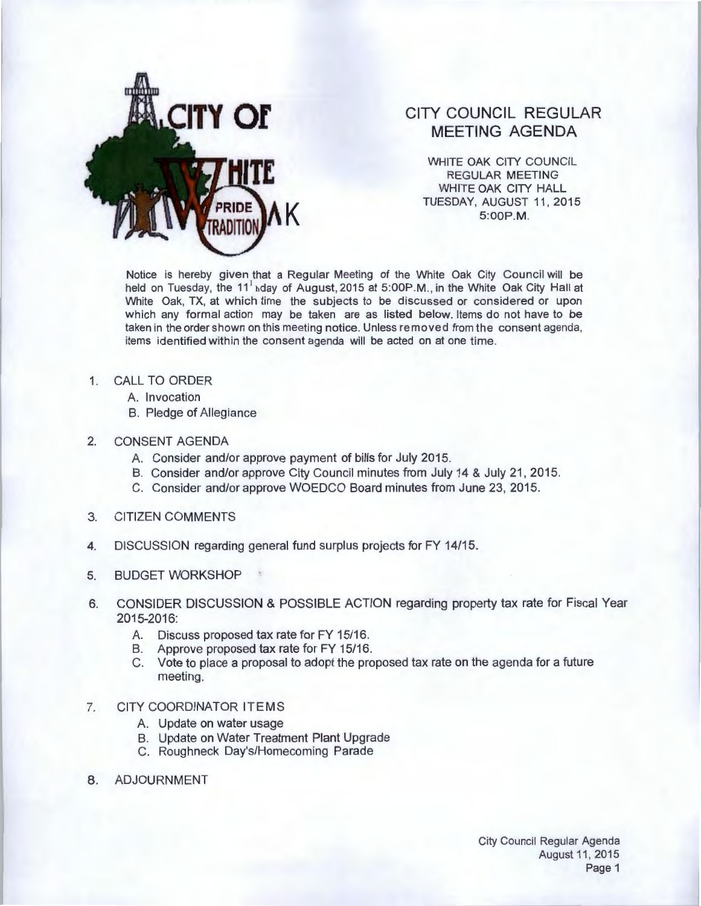# CITY OF WHITE OAK

PRIDE TRADITION

## CITY COUNCIL REGULAR MEETING AGENDA

WHITE OAK CITY COUNCIL
REGULAR MEETING
WHITE OAK CITY HALL
TUESDAY, AUGUST 11, 2015
5:00P.M.

Notice is hereby given that a Regular Meeting of the White Oak City Council will be held on Tuesday, the 11th day of August, 2015 at 5:00P.M., in the White Oak City Hall at White Oak, TX, at which time the subjects to be discussed or considered or upon which any formal action may be taken are as listed below. Items do not have to be taken in the order shown on this meeting notice. Unless removed from the consent agenda, items identified within the consent agenda will be acted on at one time.

1. CALL TO ORDER
   - A. Invocation
   - B. Pledge of Allegiance

2. CONSENT AGENDA
   - A. Consider and/or approve payment of bills for July 2015.
   - B. Consider and/or approve City Council minutes from July 14 & July 21, 2015.
   - C. Consider and/or approve WOEDCO Board minutes from June 23, 2015.

3. CITIZEN COMMENTS

4. DISCUSSION regarding general fund surplus projects for FY 14/15.

5. BUDGET WORKSHOP

6. CONSIDER DISCUSSION & POSSIBLE ACTION regarding property tax rate for Fiscal Year 2015-2016:
   - A. Discuss proposed tax rate for FY 15/16.
   - B. Approve proposed tax rate for FY 15/16.
   - C. Vote to place a proposal to adopt the proposed tax rate on the agenda for a future meeting.

7. CITY COORDINATOR ITEMS
   - A. Update on water usage
   - B. Update on Water Treatment Plant Upgrade
   - C. Roughneck Day's/Homecoming Parade

8. ADJOURNMENT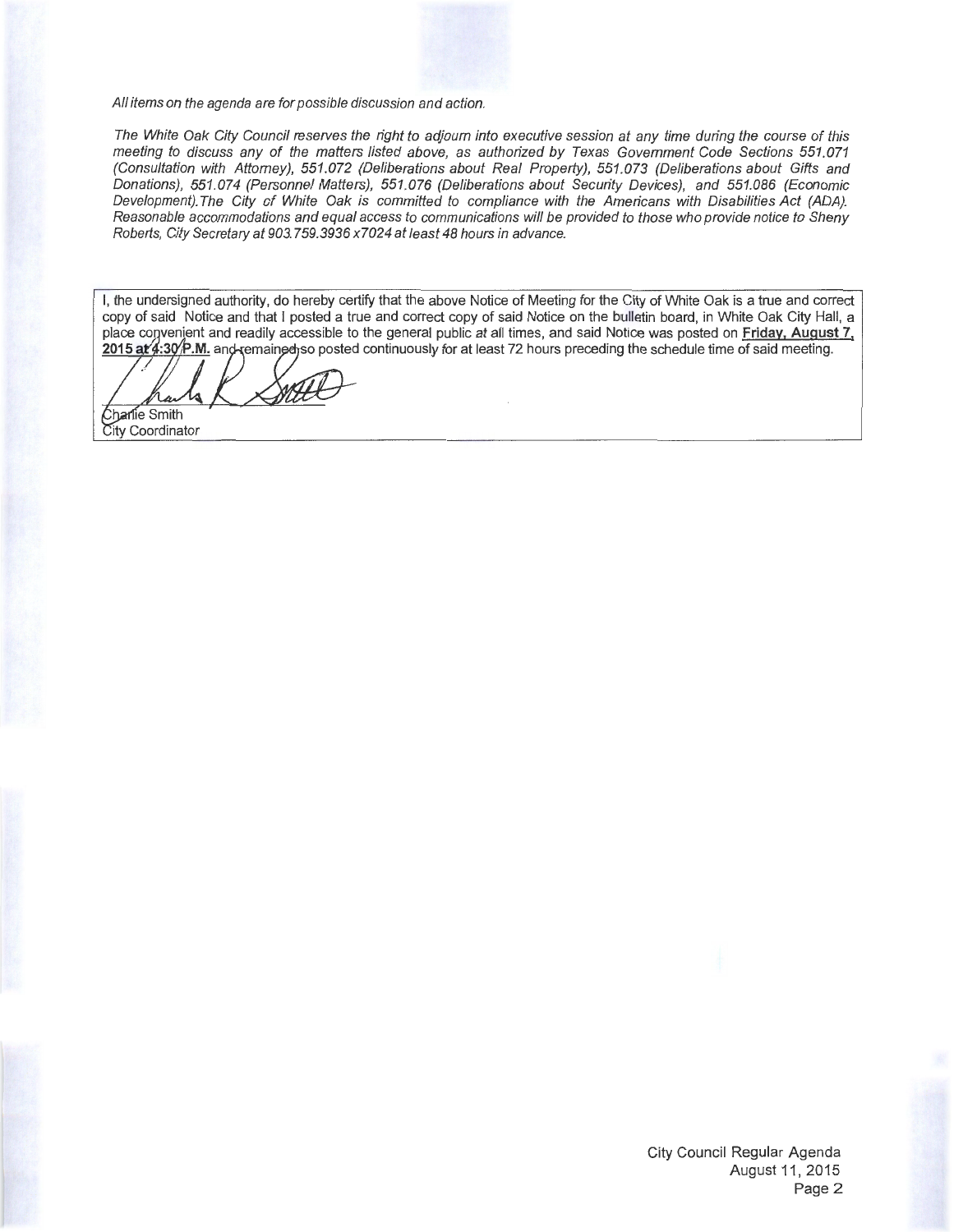*All items on the agenda are for possible discussion and action.*

*The White Oak City Council reserves the right to adjourn into executive session at any time during the course of this meeting to discuss any of the matters listed above, as authorized by Texas Government Code Sections 551.071 (Consultation with Attorney), 551.072 (Deliberations about Real Property), 551.073 (Deliberations about Gifts and Donations), 551.074 (Personnel Matters), 551.076 (Deliberations about Security Devices), and 551.086 (Economic Development).The City of White Oak is committed to compliance with the Americans with Disabilities Act (ADA). Reasonable accommodations and equal access to communications will be provided to those who provide notice to Sherry Roberts, City Secretary at 903.759.3936 x7024 at least 48 hours in advance.*

I, the undersigned authority, do hereby certify that the above Notice of Meeting for the City of White Oak is a true and correct copy of said Notice and that I posted a true and correct copy of said Notice on the bulletin board, in White Oak City Hall, a place convenient and readily accessible to the general public at all times, and said Notice was posted on **Friday, August 7, 2015 at 4:30 P.M.** and remained so posted continuously for at least 72 hours preceding the schedule time of said meeting.

Charlie Smith
City Coordinator

City Council Regular Agenda
August 11, 2015